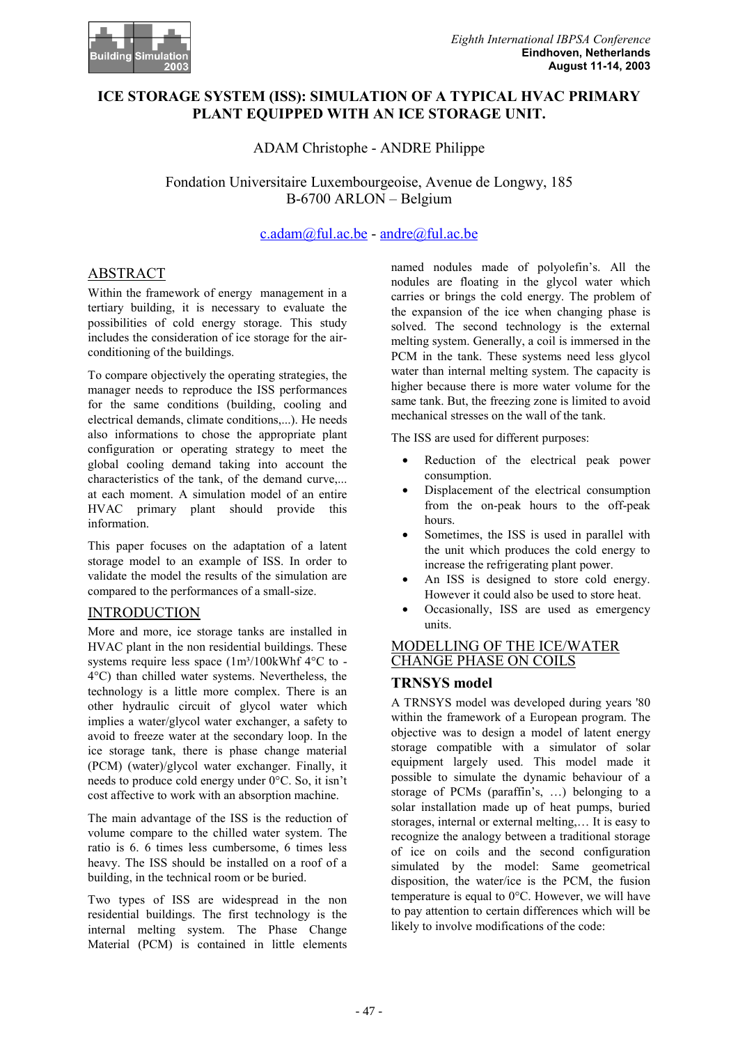# ICE STORAGE SYSTEM (ISS): SIMULATION OF A TYPICAL HVAC PRIMARY PLANT EQUIPPED WITH AN ICE STORAGE UNIT.

ADAM Christophe - ANDRE Philippe

Fondation Universitaire Luxembourgeoise, Avenue de Longwy, 185
B-6700 ARLON – Belgium

c.adam@ful.ac.be - andre@ful.ac.be

## ABSTRACT

Within the framework of energy management in a tertiary building, it is necessary to evaluate the possibilities of cold energy storage. This study includes the consideration of ice storage for the air-conditioning of the buildings.

To compare objectively the operating strategies, the manager needs to reproduce the ISS performances for the same conditions (building, cooling and electrical demands, climate conditions,...). He needs also informations to chose the appropriate plant configuration or operating strategy to meet the global cooling demand taking into account the characteristics of the tank, of the demand curve,... at each moment. A simulation model of an entire HVAC primary plant should provide this information.

This paper focuses on the adaptation of a latent storage model to an example of ISS. In order to validate the model the results of the simulation are compared to the performances of a small-size.

## INTRODUCTION

More and more, ice storage tanks are installed in HVAC plant in the non residential buildings. These systems require less space (1m³/100kWhf 4°C to -4°C) than chilled water systems. Nevertheless, the technology is a little more complex. There is an other hydraulic circuit of glycol water which implies a water/glycol water exchanger, a safety to avoid to freeze water at the secondary loop. In the ice storage tank, there is phase change material (PCM) (water)/glycol water exchanger. Finally, it needs to produce cold energy under 0°C. So, it isn't cost affective to work with an absorption machine.

The main advantage of the ISS is the reduction of volume compare to the chilled water system. The ratio is 6. 6 times less cumbersome, 6 times less heavy. The ISS should be installed on a roof of a building, in the technical room or be buried.

Two types of ISS are widespread in the non residential buildings. The first technology is the internal melting system. The Phase Change Material (PCM) is contained in little elements named nodules made of polyolefin's. All the nodules are floating in the glycol water which carries or brings the cold energy. The problem of the expansion of the ice when changing phase is solved. The second technology is the external melting system. Generally, a coil is immersed in the PCM in the tank. These systems need less glycol water than internal melting system. The capacity is higher because there is more water volume for the same tank. But, the freezing zone is limited to avoid mechanical stresses on the wall of the tank.

The ISS are used for different purposes:

- Reduction of the electrical peak power consumption.
- Displacement of the electrical consumption from the on-peak hours to the off-peak hours.
- Sometimes, the ISS is used in parallel with the unit which produces the cold energy to increase the refrigerating plant power.
- An ISS is designed to store cold energy. However it could also be used to store heat.
- Occasionally, ISS are used as emergency units.

## MODELLING OF THE ICE/WATER CHANGE PHASE ON COILS

### TRNSYS model

A TRNSYS model was developed during years '80 within the framework of a European program. The objective was to design a model of latent energy storage compatible with a simulator of solar equipment largely used. This model made it possible to simulate the dynamic behaviour of a storage of PCMs (paraffin's, …) belonging to a solar installation made up of heat pumps, buried storages, internal or external melting,… It is easy to recognize the analogy between a traditional storage of ice on coils and the second configuration simulated by the model: Same geometrical disposition, the water/ice is the PCM, the fusion temperature is equal to 0°C. However, we will have to pay attention to certain differences which will be likely to involve modifications of the code: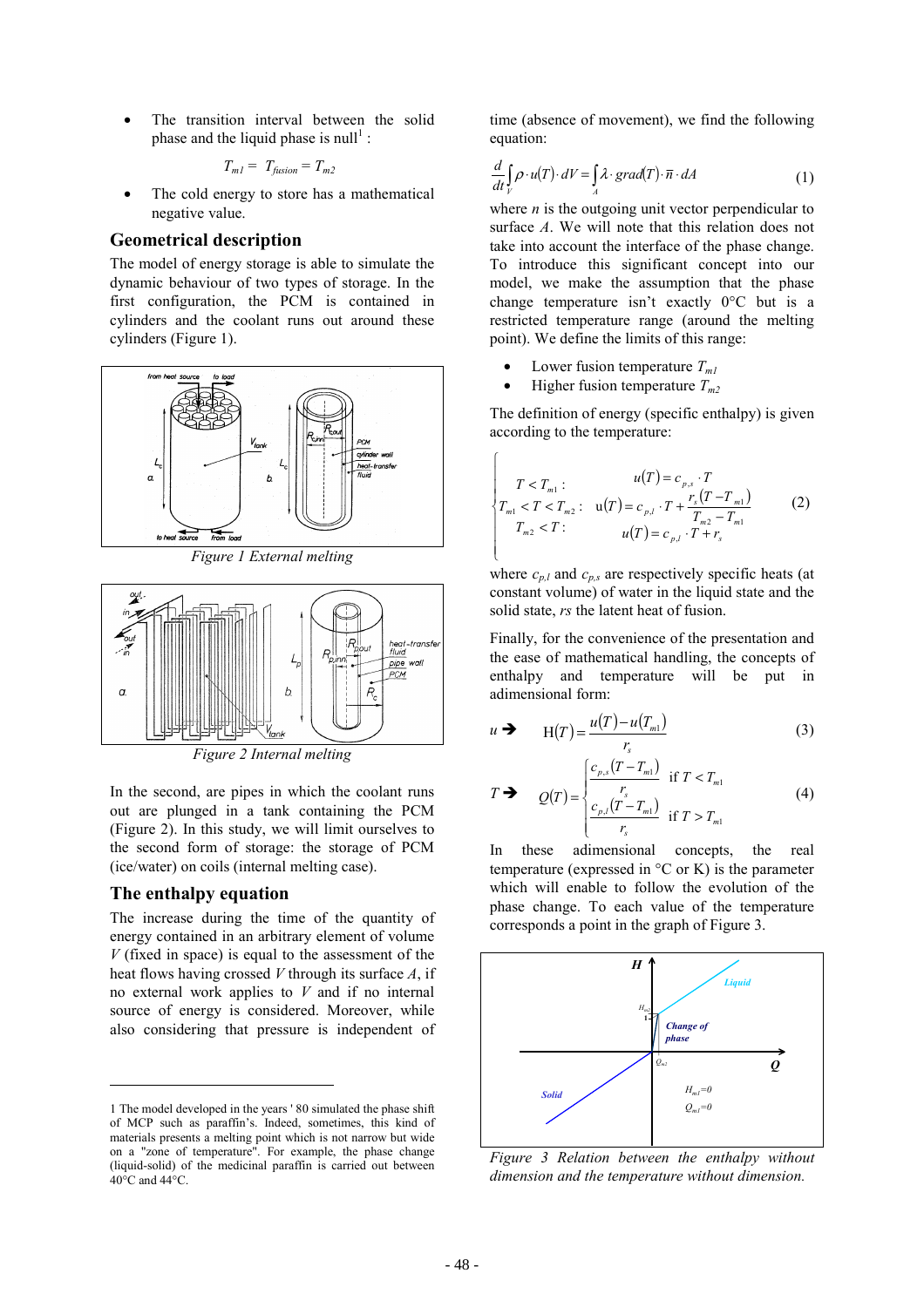- The transition interval between the solid phase and the liquid phase is null[1] :

$$T_{ml} = T_{fusion} = T_{m2}$$

- The cold energy to store has a mathematical negative value.

## Geometrical description

The model of energy storage is able to simulate the dynamic behaviour of two types of storage. In the first configuration, the PCM is contained in cylinders and the coolant runs out around these cylinders (Figure 1).

Figure 1 External melting

Figure 2 Internal melting

In the second, are pipes in which the coolant runs out are plunged in a tank containing the PCM (Figure 2). In this study, we will limit ourselves to the second form of storage: the storage of PCM (ice/water) on coils (internal melting case).

## The enthalpy equation

The increase during the time of the quantity of energy contained in an arbitrary element of volume $V$ (fixed in space) is equal to the assessment of the heat flows having crossed $V$ through its surface $A$, if no external work applies to $V$ and if no internal source of energy is considered. Moreover, while also considering that pressure is independent of time (absence of movement), we find the following equation:

$$\frac{d}{dt}\int_V \rho \cdot u(T) \cdot dV = \int_A \lambda \cdot grad(T) \cdot \vec{n} \cdot dA \qquad (1)$$

where $n$ is the outgoing unit vector perpendicular to surface $A$. We will note that this relation does not take into account the interface of the phase change. To introduce this significant concept into our model, we make the assumption that the phase change temperature isn't exactly 0°C but is a restricted temperature range (around the melting point). We define the limits of this range:

- Lower fusion temperature $T_{ml}$
- Higher fusion temperature $T_{m2}$

The definition of energy (specific enthalpy) is given according to the temperature:

$$\begin{cases} T < T_{m1}: & u(T) = c_{p,s} \cdot T \\ T_{m1} < T < T_{m2}: & u(T) = c_{p,l} \cdot T + \dfrac{r_s (T - T_{m1})}{T_{m2} - T_{m1}} \\ T_{m2} < T: & u(T) = c_{p,l} \cdot T + r_s \end{cases} \qquad (2)$$

where $c_{p,l}$ and $c_{p,s}$ are respectively specific heats (at constant volume) of water in the liquid state and the solid state, $rs$ the latent heat of fusion.

Finally, for the convenience of the presentation and the ease of mathematical handling, the concepts of enthalpy and temperature will be put in adimensional form:

$$u \rightarrow \quad \mathrm{H}(T) = \frac{u(T) - u(T_{m1})}{r_s} \qquad (3)$$

$$T \rightarrow \quad Q(T) = \begin{cases} \dfrac{c_{p,s}(T - T_{m1})}{r_s} & \text{if } T < T_{m1} \\ \dfrac{c_{p,l}(T - T_{m1})}{r_s} & \text{if } T > T_{m1} \end{cases} \qquad (4)$$

In these adimensional concepts, the real temperature (expressed in °C or K) is the parameter which will enable to follow the evolution of the phase change. To each value of the temperature corresponds a point in the graph of Figure 3.

Figure 3 Relation between the enthalpy without dimension and the temperature without dimension.

---

1 The model developed in the years ' 80 simulated the phase shift of MCP such as paraffin's. Indeed, sometimes, this kind of materials presents a melting point which is not narrow but wide on a "zone of temperature". For example, the phase change (liquid-solid) of the medicinal paraffin is carried out between 40°C and 44°C.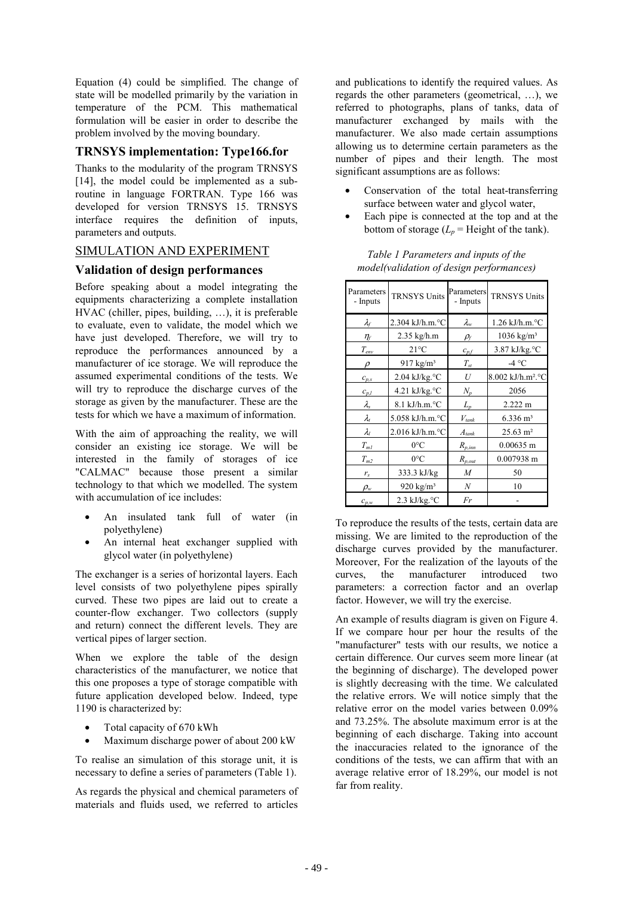Equation (4) could be simplified. The change of state will be modelled primarily by the variation in temperature of the PCM. This mathematical formulation will be easier in order to describe the problem involved by the moving boundary.

### TRNSYS implementation: Type166.for

Thanks to the modularity of the program TRNSYS [14], the model could be implemented as a sub-routine in language FORTRAN. Type 166 was developed for version TRNSYS 15. TRNSYS interface requires the definition of inputs, parameters and outputs.

## SIMULATION AND EXPERIMENT

### Validation of design performances

Before speaking about a model integrating the equipments characterizing a complete installation HVAC (chiller, pipes, building, …), it is preferable to evaluate, even to validate, the model which we have just developed. Therefore, we will try to reproduce the performances announced by a manufacturer of ice storage. We will reproduce the assumed experimental conditions of the tests. We will try to reproduce the discharge curves of the storage as given by the manufacturer. These are the tests for which we have a maximum of information.

With the aim of approaching the reality, we will consider an existing ice storage. We will be interested in the family of storages of ice "CALMAC" because those present a similar technology to that which we modelled. The system with accumulation of ice includes:

- An insulated tank full of water (in polyethylene)
- An internal heat exchanger supplied with glycol water (in polyethylene)

The exchanger is a series of horizontal layers. Each level consists of two polyethylene pipes spirally curved. These two pipes are laid out to create a counter-flow exchanger. Two collectors (supply and return) connect the different levels. They are vertical pipes of larger section.

When we explore the table of the design characteristics of the manufacturer, we notice that this one proposes a type of storage compatible with future application developed below. Indeed, type 1190 is characterized by:

- Total capacity of 670 kWh
- Maximum discharge power of about 200 kW

To realise an simulation of this storage unit, it is necessary to define a series of parameters (Table 1).

As regards the physical and chemical parameters of materials and fluids used, we referred to articles and publications to identify the required values. As regards the other parameters (geometrical, …), we referred to photographs, plans of tanks, data of manufacturer exchanged by mails with the manufacturer. We also made certain assumptions allowing us to determine certain parameters as the number of pipes and their length. The most significant assumptions are as follows:

- Conservation of the total heat-transferring surface between water and glycol water,
- Each pipe is connected at the top and at the bottom of storage ($L_p$ = Height of the tank).

*Table 1 Parameters and inputs of the model(validation of design performances)*

| Parameters - Inputs | TRNSYS Units | Parameters - Inputs | TRNSYS Units |
|---|---|---|---|
| $\lambda_f$ | 2.304 kJ/h.m.°C | $\lambda_w$ | 1.26 kJ/h.m.°C |
| $\eta_f$ | 2.35 kg/h.m | $\rho_f$ | 1036 kg/m³ |
| $T_{env}$ | 21°C | $c_{p,f}$ | 3.87 kJ/kg.°C |
| $\rho$ | 917 kg/m³ | $T_{st}$ | -4 °C |
| $c_{p,s}$ | 2.04 kJ/kg.°C | $U$ | 8.002 kJ/h.m².°C |
| $c_{p,l}$ | 4.21 kJ/kg.°C | $N_p$ | 2056 |
| $\lambda_s$ | 8.1 kJ/h.m.°C | $L_p$ | 2.222 m |
| $\lambda_t$ | 5.058 kJ/h.m.°C | $V_{tank}$ | 6.336 m³ |
| $\lambda_l$ | 2.016 kJ/h.m.°C | $A_{tank}$ | 25.63 m² |
| $T_{m1}$ | 0°C | $R_{p,inn}$ | 0.00635 m |
| $T_{m2}$ | 0°C | $R_{p,out}$ | 0.007938 m |
| $r_s$ | 333.3 kJ/kg | $M$ | 50 |
| $\rho_w$ | 920 kg/m³ | $N$ | 10 |
| $c_{p,w}$ | 2.3 kJ/kg.°C | $Fr$ | - |

To reproduce the results of the tests, certain data are missing. We are limited to the reproduction of the discharge curves provided by the manufacturer. Moreover, For the realization of the layouts of the curves, the manufacturer introduced two parameters: a correction factor and an overlap factor. However, we will try the exercise.

An example of results diagram is given on Figure 4. If we compare hour per hour the results of the "manufacturer" tests with our results, we notice a certain difference. Our curves seem more linear (at the beginning of discharge). The developed power is slightly decreasing with the time. We calculated the relative errors. We will notice simply that the relative error on the model varies between 0.09% and 73.25%. The absolute maximum error is at the beginning of each discharge. Taking into account the inaccuracies related to the ignorance of the conditions of the tests, we can affirm that with an average relative error of 18.29%, our model is not far from reality.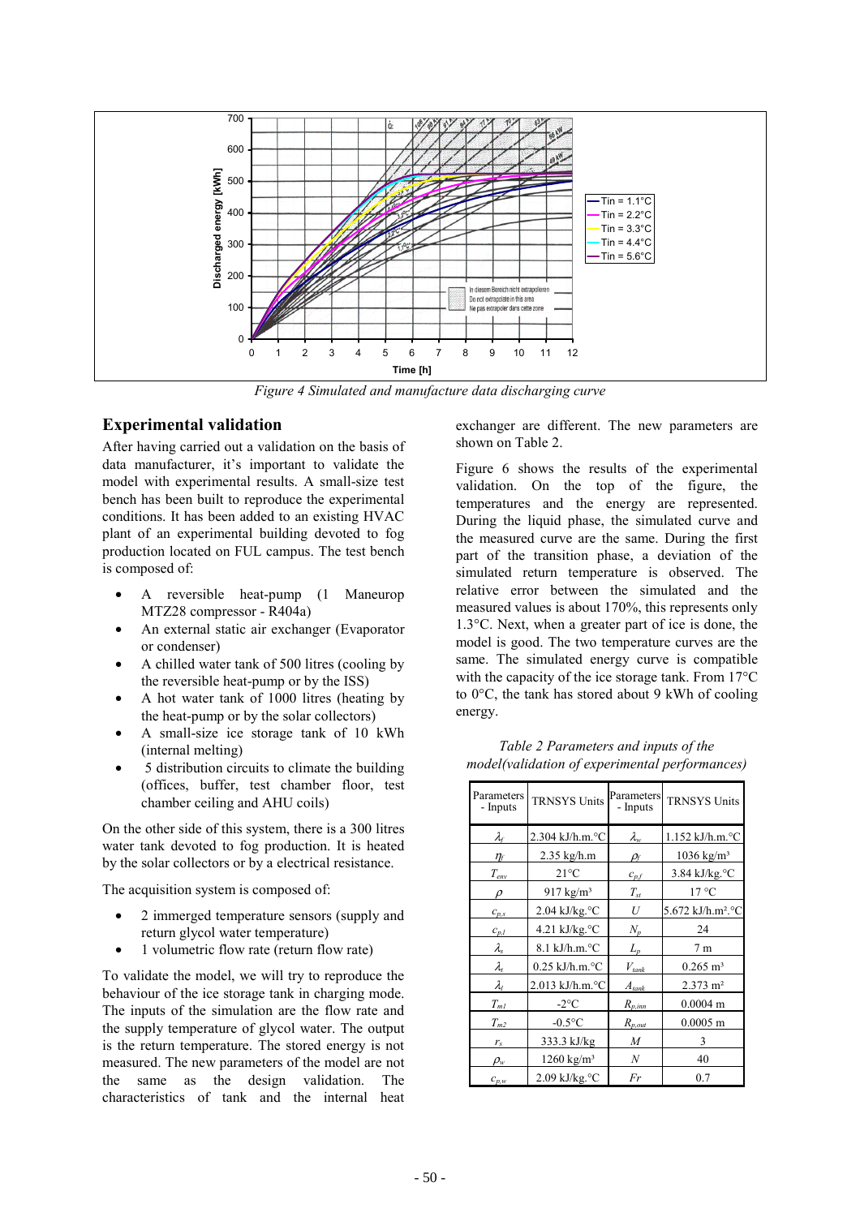Figure 4 Simulated and manufacture data discharging curve

## Experimental validation

After having carried out a validation on the basis of data manufacturer, it's important to validate the model with experimental results. A small-size test bench has been built to reproduce the experimental conditions. It has been added to an existing HVAC plant of an experimental building devoted to fog production located on FUL campus. The test bench is composed of:

- A reversible heat-pump (1 Maneurop MTZ28 compressor - R404a)
- An external static air exchanger (Evaporator or condenser)
- A chilled water tank of 500 litres (cooling by the reversible heat-pump or by the ISS)
- A hot water tank of 1000 litres (heating by the heat-pump or by the solar collectors)
- A small-size ice storage tank of 10 kWh (internal melting)
- 5 distribution circuits to climate the building (offices, buffer, test chamber floor, test chamber ceiling and AHU coils)

On the other side of this system, there is a 300 litres water tank devoted to fog production. It is heated by the solar collectors or by a electrical resistance.

The acquisition system is composed of:

- 2 immerged temperature sensors (supply and return glycol water temperature)
- 1 volumetric flow rate (return flow rate)

To validate the model, we will try to reproduce the behaviour of the ice storage tank in charging mode. The inputs of the simulation are the flow rate and the supply temperature of glycol water. The output is the return temperature. The stored energy is not measured. The new parameters of the model are not the same as the design validation. The characteristics of tank and the internal heat exchanger are different. The new parameters are shown on Table 2.

Figure 6 shows the results of the experimental validation. On the top of the figure, the temperatures and the energy are represented. During the liquid phase, the simulated curve and the measured curve are the same. During the first part of the transition phase, a deviation of the simulated return temperature is observed. The relative error between the simulated and the measured values is about 170%, this represents only 1.3°C. Next, when a greater part of ice is done, the model is good. The two temperature curves are the same. The simulated energy curve is compatible with the capacity of the ice storage tank. From 17°C to 0°C, the tank has stored about 9 kWh of cooling energy.

*Table 2 Parameters and inputs of the model(validation of experimental performances)*

| Parameters - Inputs | TRNSYS Units | Parameters - Inputs | TRNSYS Units |
|---|---|---|---|
| $\lambda_f$ | 2.304 kJ/h.m.°C | $\lambda_w$ | 1.152 kJ/h.m.°C |
| $\eta_f$ | 2.35 kg/h.m | $\rho_f$ | 1036 kg/m³ |
| $T_{env}$ | 21°C | $c_{p,f}$ | 3.84 kJ/kg.°C |
| $\rho$ | 917 kg/m³ | $T_{st}$ | 17 °C |
| $c_{p,s}$ | 2.04 kJ/kg.°C | $U$ | 5.672 kJ/h.m².°C |
| $c_{p,l}$ | 4.21 kJ/kg.°C | $N_p$ | 24 |
| $\lambda_s$ | 8.1 kJ/h.m.°C | $L_p$ | 7 m |
| $\lambda_t$ | 0.25 kJ/h.m.°C | $V_{tank}$ | 0.265 m³ |
| $\lambda_l$ | 2.013 kJ/h.m.°C | $A_{tank}$ | 2.373 m² |
| $T_{m1}$ | -2°C | $R_{p,inn}$ | 0.0004 m |
| $T_{m2}$ | -0.5°C | $R_{p,out}$ | 0.0005 m |
| $r_s$ | 333.3 kJ/kg | $M$ | 3 |
| $\rho_w$ | 1260 kg/m³ | $N$ | 40 |
| $c_{p,w}$ | 2.09 kJ/kg.°C | $Fr$ | 0.7 |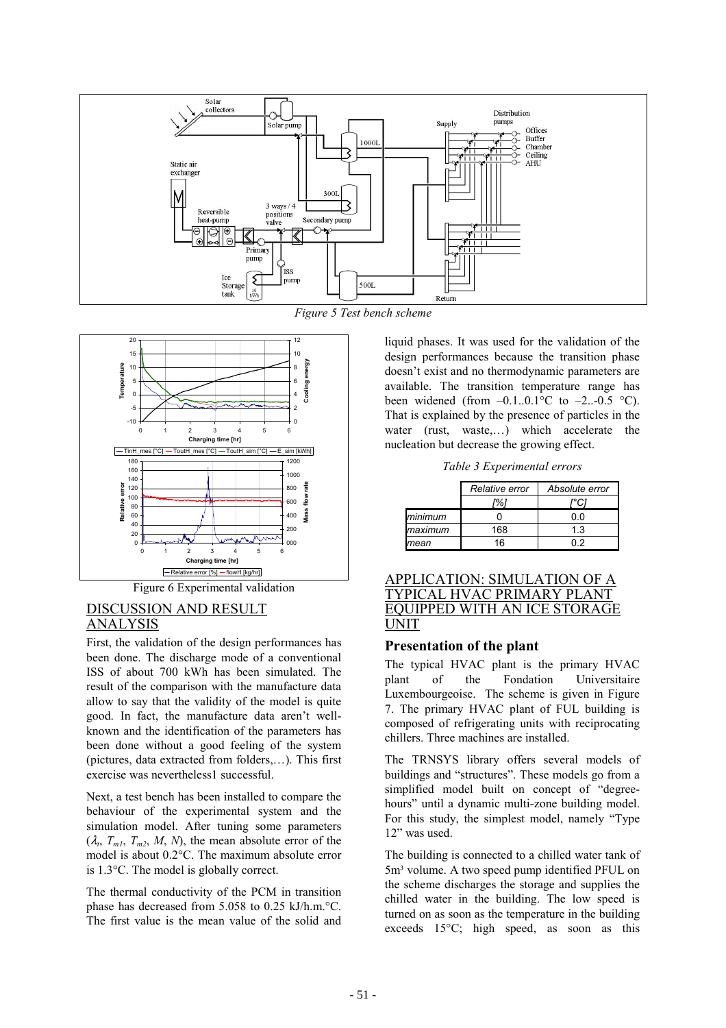*Figure 5 Test bench scheme*

Figure 6 Experimental validation

## DISCUSSION AND RESULT ANALYSIS

First, the validation of the design performances has been done. The discharge mode of a conventional ISS of about 700 kWh has been simulated. The result of the comparison with the manufacture data allow to say that the validity of the model is quite good. In fact, the manufacture data aren't well-known and the identification of the parameters has been done without a good feeling of the system (pictures, data extracted from folders,…). This first exercise was nevertheless1 successful.

Next, a test bench has been installed to compare the behaviour of the experimental system and the simulation model. After tuning some parameters ($\lambda_t$, $T_{m1}$, $T_{m2}$, $M$, $N$), the mean absolute error of the model is about 0.2°C. The maximum absolute error is 1.3°C. The model is globally correct.

The thermal conductivity of the PCM in transition phase has decreased from 5.058 to 0.25 kJ/h.m.°C. The first value is the mean value of the solid and liquid phases. It was used for the validation of the design performances because the transition phase doesn't exist and no thermodynamic parameters are available. The transition temperature range has been widened (from –0.1..0.1°C to –2..-0.5 °C). That is explained by the presence of particles in the water (rust, waste,…) which accelerate the nucleation but decrease the growing effect.

*Table 3 Experimental errors*

| | *Relative error [%]* | *Absolute error [°C]* |
|---|---|---|
| *minimum* | 0 | 0.0 |
| *maximum* | 168 | 1.3 |
| *mean* | 16 | 0.2 |

## APPLICATION: SIMULATION OF A TYPICAL HVAC PRIMARY PLANT EQUIPPED WITH AN ICE STORAGE UNIT

### Presentation of the plant

The typical HVAC plant is the primary HVAC plant of the Fondation Universitaire Luxembourgeoise. The scheme is given in Figure 7. The primary HVAC plant of FUL building is composed of refrigerating units with reciprocating chillers. Three machines are installed.

The TRNSYS library offers several models of buildings and "structures". These models go from a simplified model built on concept of "degree-hours" until a dynamic multi-zone building model. For this study, the simplest model, namely "Type 12" was used.

The building is connected to a chilled water tank of 5m³ volume. A two speed pump identified PFUL on the scheme discharges the storage and supplies the chilled water in the building. The low speed is turned on as soon as the temperature in the building exceeds 15°C; high speed, as soon as this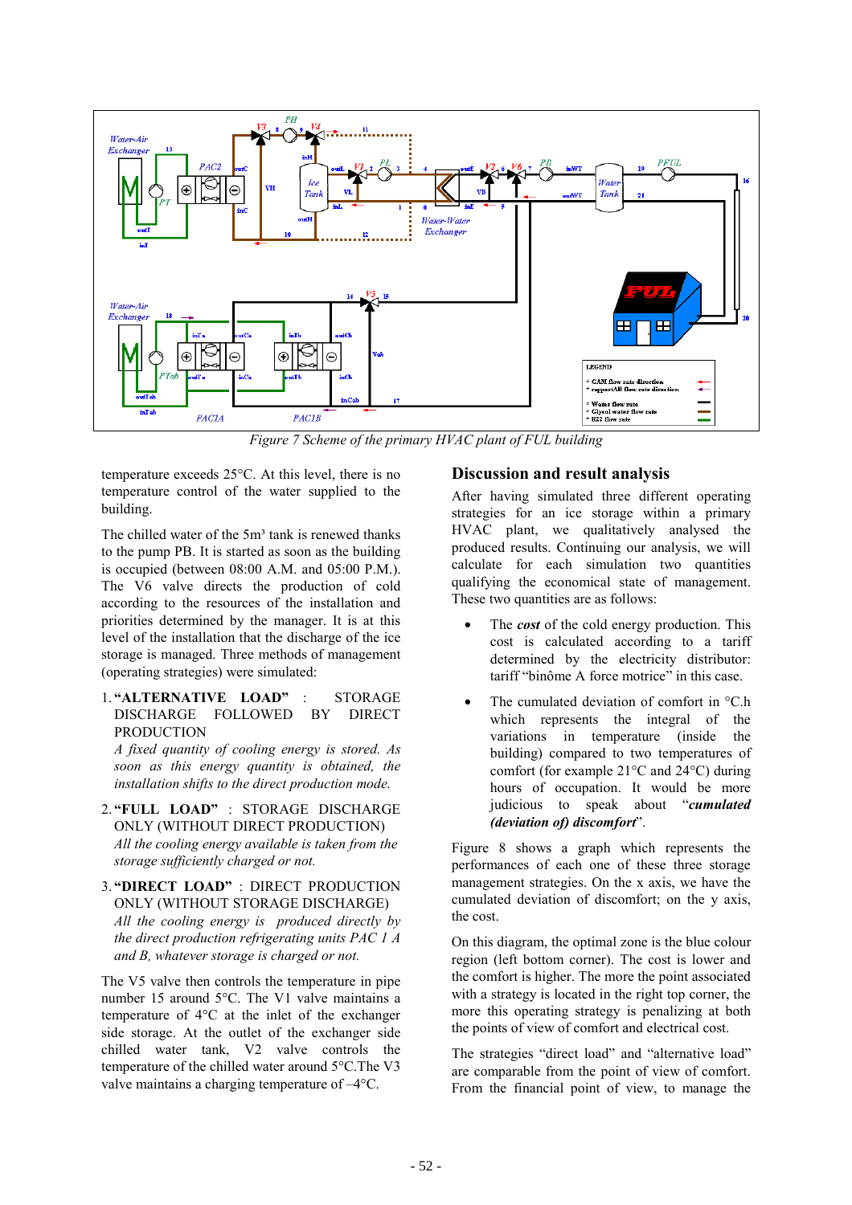Figure 7 Scheme of the primary HVAC plant of FUL building

temperature exceeds 25°C. At this level, there is no temperature control of the water supplied to the building.

The chilled water of the 5m³ tank is renewed thanks to the pump PB. It is started as soon as the building is occupied (between 08:00 A.M. and 05:00 P.M.). The V6 valve directs the production of cold according to the resources of the installation and priorities determined by the manager. It is at this level of the installation that the discharge of the ice storage is managed. Three methods of management (operating strategies) were simulated:

1. **"ALTERNATIVE LOAD"** : STORAGE DISCHARGE FOLLOWED BY DIRECT PRODUCTION
   *A fixed quantity of cooling energy is stored. As soon as this energy quantity is obtained, the installation shifts to the direct production mode.*
2. **"FULL LOAD"** : STORAGE DISCHARGE ONLY (WITHOUT DIRECT PRODUCTION)
   *All the cooling energy available is taken from the storage sufficiently charged or not.*
3. **"DIRECT LOAD"** : DIRECT PRODUCTION ONLY (WITHOUT STORAGE DISCHARGE)
   *All the cooling energy is produced directly by the direct production refrigerating units PAC 1 A and B, whatever storage is charged or not.*

The V5 valve then controls the temperature in pipe number 15 around 5°C. The V1 valve maintains a temperature of 4°C at the inlet of the exchanger side storage. At the outlet of the exchanger side chilled water tank, V2 valve controls the temperature of the chilled water around 5°C.The V3 valve maintains a charging temperature of –4°C.

## Discussion and result analysis

After having simulated three different operating strategies for an ice storage within a primary HVAC plant, we qualitatively analysed the produced results. Continuing our analysis, we will calculate for each simulation two quantities qualifying the economical state of management. These two quantities are as follows:

- The ***cost*** of the cold energy production. This cost is calculated according to a tariff determined by the electricity distributor: tariff "binôme A force motrice" in this case.
- The cumulated deviation of comfort in °C.h which represents the integral of the variations in temperature (inside the building) compared to two temperatures of comfort (for example 21°C and 24°C) during hours of occupation. It would be more judicious to speak about "***cumulated (deviation of) discomfort***".

Figure 8 shows a graph which represents the performances of each one of these three storage management strategies. On the x axis, we have the cumulated deviation of discomfort; on the y axis, the cost.

On this diagram, the optimal zone is the blue colour region (left bottom corner). The cost is lower and the comfort is higher. The more the point associated with a strategy is located in the right top corner, the more this operating strategy is penalizing at both the points of view of comfort and electrical cost.

The strategies "direct load" and "alternative load" are comparable from the point of view of comfort. From the financial point of view, to manage the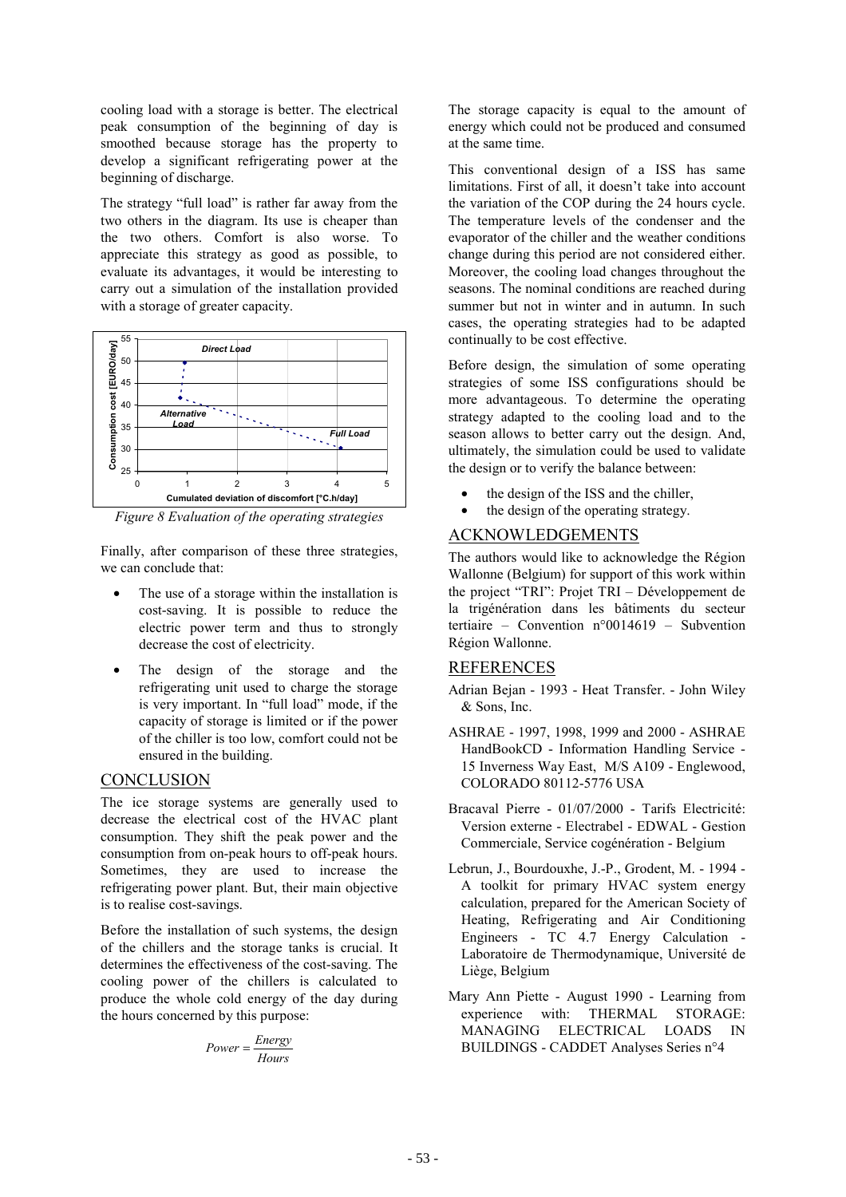cooling load with a storage is better. The electrical peak consumption of the beginning of day is smoothed because storage has the property to develop a significant refrigerating power at the beginning of discharge.

The strategy "full load" is rather far away from the two others in the diagram. Its use is cheaper than the two others. Comfort is also worse. To appreciate this strategy as good as possible, to evaluate its advantages, it would be interesting to carry out a simulation of the installation provided with a storage of greater capacity.

*Figure 8 Evaluation of the operating strategies*

Finally, after comparison of these three strategies, we can conclude that:

- The use of a storage within the installation is cost-saving. It is possible to reduce the electric power term and thus to strongly decrease the cost of electricity.
- The design of the storage and the refrigerating unit used to charge the storage is very important. In "full load" mode, if the capacity of storage is limited or if the power of the chiller is too low, comfort could not be ensured in the building.

## CONCLUSION

The ice storage systems are generally used to decrease the electrical cost of the HVAC plant consumption. They shift the peak power and the consumption from on-peak hours to off-peak hours. Sometimes, they are used to increase the refrigerating power plant. But, their main objective is to realise cost-savings.

Before the installation of such systems, the design of the chillers and the storage tanks is crucial. It determines the effectiveness of the cost-saving. The cooling power of the chillers is calculated to produce the whole cold energy of the day during the hours concerned by this purpose:

$$Power = \frac{Energy}{Hours}$$

The storage capacity is equal to the amount of energy which could not be produced and consumed at the same time.

This conventional design of a ISS has same limitations. First of all, it doesn't take into account the variation of the COP during the 24 hours cycle. The temperature levels of the condenser and the evaporator of the chiller and the weather conditions change during this period are not considered either. Moreover, the cooling load changes throughout the seasons. The nominal conditions are reached during summer but not in winter and in autumn. In such cases, the operating strategies had to be adapted continually to be cost effective.

Before design, the simulation of some operating strategies of some ISS configurations should be more advantageous. To determine the operating strategy adapted to the cooling load and to the season allows to better carry out the design. And, ultimately, the simulation could be used to validate the design or to verify the balance between:

- the design of the ISS and the chiller,
- the design of the operating strategy.

## ACKNOWLEDGEMENTS

The authors would like to acknowledge the Région Wallonne (Belgium) for support of this work within the project "TRI": Projet TRI – Développement de la trigénération dans les bâtiments du secteur tertiaire – Convention n°0014619 – Subvention Région Wallonne.

## REFERENCES

Adrian Bejan - 1993 - Heat Transfer. - John Wiley & Sons, Inc.

ASHRAE - 1997, 1998, 1999 and 2000 - ASHRAE HandBookCD - Information Handling Service - 15 Inverness Way East, M/S A109 - Englewood, COLORADO 80112-5776 USA

Bracaval Pierre - 01/07/2000 - Tarifs Electricité: Version externe - Electrabel - EDWAL - Gestion Commerciale, Service cogénération - Belgium

Lebrun, J., Bourdouxhe, J.-P., Grodent, M. - 1994 - A toolkit for primary HVAC system energy calculation, prepared for the American Society of Heating, Refrigerating and Air Conditioning Engineers - TC 4.7 Energy Calculation - Laboratoire de Thermodynamique, Université de Liège, Belgium

Mary Ann Piette - August 1990 - Learning from experience with: THERMAL STORAGE: MANAGING ELECTRICAL LOADS IN BUILDINGS - CADDET Analyses Series n°4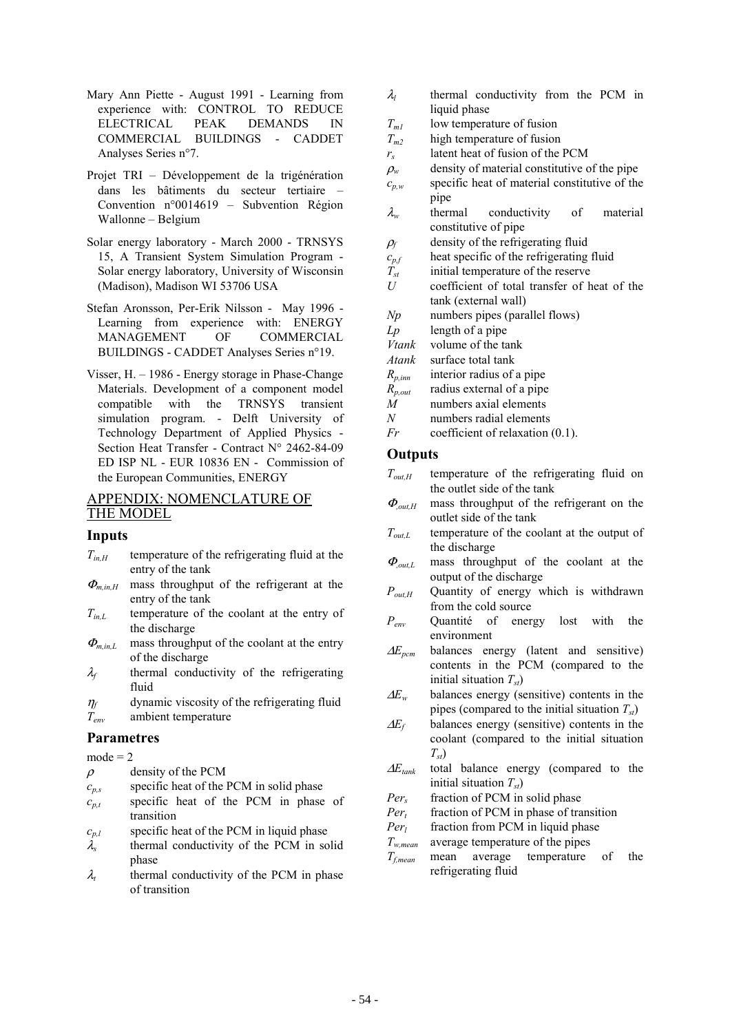Mary Ann Piette - August 1991 - Learning from experience with: CONTROL TO REDUCE ELECTRICAL PEAK DEMANDS IN COMMERCIAL BUILDINGS - CADDET Analyses Series n°7.

Projet TRI – Développement de la trigénération dans les bâtiments du secteur tertiaire – Convention n°0014619 – Subvention Région Wallonne – Belgium

Solar energy laboratory - March 2000 - TRNSYS 15, A Transient System Simulation Program - Solar energy laboratory, University of Wisconsin (Madison), Madison WI 53706 USA

Stefan Aronsson, Per-Erik Nilsson - May 1996 - Learning from experience with: ENERGY MANAGEMENT OF COMMERCIAL BUILDINGS - CADDET Analyses Series n°19.

Visser, H. – 1986 - Energy storage in Phase-Change Materials. Development of a component model compatible with the TRNSYS transient simulation program. - Delft University of Technology Department of Applied Physics - Section Heat Transfer - Contract N° 2462-84-09 ED ISP NL - EUR 10836 EN - Commission of the European Communities, ENERGY

## APPENDIX: NOMENCLATURE OF THE MODEL

### Inputs

- $T_{in,H}$ temperature of the refrigerating fluid at the entry of the tank
- $\Phi_{m,in,H}$ mass throughput of the refrigerant at the entry of the tank
- $T_{in,L}$ temperature of the coolant at the entry of the discharge
- $\Phi_{m,in,L}$ mass throughput of the coolant at the entry of the discharge
- $\lambda_f$ thermal conductivity of the refrigerating fluid
- $\eta_f$ dynamic viscosity of the refrigerating fluid
- $T_{env}$ ambient temperature

### Parametres

mode = 2

- $\rho$ density of the PCM
- $c_{p,s}$ specific heat of the PCM in solid phase
- $c_{p,t}$ specific heat of the PCM in phase of transition
- $c_{p,l}$ specific heat of the PCM in liquid phase
- $\lambda_s$ thermal conductivity of the PCM in solid phase
- $\lambda_t$ thermal conductivity of the PCM in phase of transition
- $\lambda_l$ thermal conductivity from the PCM in liquid phase
- $T_{m1}$ low temperature of fusion
- $T_{m2}$ high temperature of fusion
- $r_s$ latent heat of fusion of the PCM
- $\rho_w$ density of material constitutive of the pipe
- $c_{p,w}$ specific heat of material constitutive of the pipe
- $\lambda_w$ thermal conductivity of material constitutive of pipe
- $\rho_f$ density of the refrigerating fluid
- $c_{p,f}$ heat specific of the refrigerating fluid
- $T_{st}$ initial temperature of the reserve
- $U$ coefficient of total transfer of heat of the tank (external wall)
- $Np$ numbers pipes (parallel flows)
- $Lp$ length of a pipe
- $Vtank$ volume of the tank
- $Atank$ surface total tank
- $R_{p,inn}$ interior radius of a pipe
- $R_{p,out}$ radius external of a pipe
- $M$ numbers axial elements
- $N$ numbers radial elements
- $Fr$ coefficient of relaxation (0.1).

### Outputs

- $T_{out,H}$ temperature of the refrigerating fluid on the outlet side of the tank
- $\Phi_{,out,H}$ mass throughput of the refrigerant on the outlet side of the tank
- $T_{out,L}$ temperature of the coolant at the output of the discharge
- $\Phi_{,out,L}$ mass throughput of the coolant at the output of the discharge
- $P_{out,H}$ Quantity of energy which is withdrawn from the cold source
- $P_{env}$ Quantité of energy lost with the environment
- $\Delta E_{pcm}$ balances energy (latent and sensitive) contents in the PCM (compared to the initial situation $T_{st}$)
- $\Delta E_w$ balances energy (sensitive) contents in the pipes (compared to the initial situation $T_{st}$)
- $\Delta E_f$ balances energy (sensitive) contents in the coolant (compared to the initial situation $T_{st}$)
- $\Delta E_{tank}$ total balance energy (compared to the initial situation $T_{st}$)
- $Per_s$ fraction of PCM in solid phase
- $Per_t$ fraction of PCM in phase of transition
- $Per_l$ fraction from PCM in liquid phase
- $T_{w,mean}$ average temperature of the pipes
- $T_{f,mean}$ mean average temperature of the refrigerating fluid